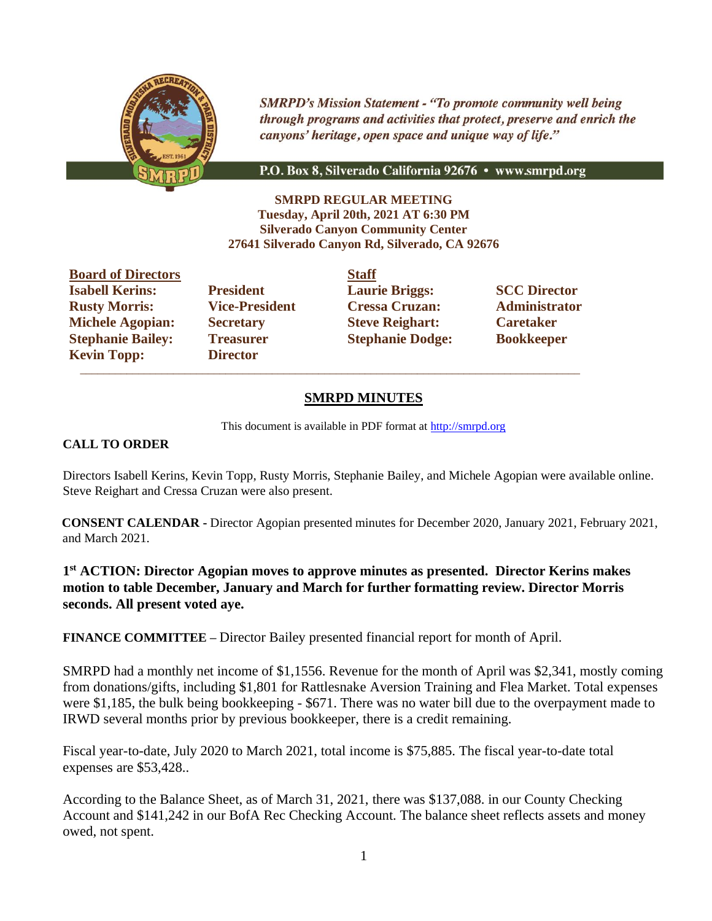*SMRPD's Mission Statement - "To promote community well being through programs and activities that protect, preserve and enrich the canyons' heritage, open space and unique way of life."*

P.O. Box 8, Silverado California 92676 • www.smrpd.org

**SMRPD REGULAR MEETING**
**Tuesday, April 20th, 2021 AT 6:30 PM**
**Silverado Canyon Community Center**
**27641 Silverado Canyon Rd, Silverado, CA 92676**

| **Board of Directors** | | **Staff** | |
|---|---|---|---|
| **Isabell Kerins:** | **President** | **Laurie Briggs:** | **SCC Director** |
| **Rusty Morris:** | **Vice-President** | **Cressa Cruzan:** | **Administrator** |
| **Michele Agopian:** | **Secretary** | **Steve Reighart:** | **Caretaker** |
| **Stephanie Bailey:** | **Treasurer** | **Stephanie Dodge:** | **Bookkeeper** |
| **Kevin Topp:** | **Director** | | |

## SMRPD MINUTES

This document is available in PDF format at http://smrpd.org

**CALL TO ORDER**

Directors Isabell Kerins, Kevin Topp, Rusty Morris, Stephanie Bailey, and Michele Agopian were available online. Steve Reighart and Cressa Cruzan were also present.

**CONSENT CALENDAR** - Director Agopian presented minutes for December 2020, January 2021, February 2021, and March 2021.

**1st ACTION: Director Agopian moves to approve minutes as presented. Director Kerins makes motion to table December, January and March for further formatting review. Director Morris seconds. All present voted aye.**

**FINANCE COMMITTEE** – Director Bailey presented financial report for month of April.

SMRPD had a monthly net income of $1,1556. Revenue for the month of April was $2,341, mostly coming from donations/gifts, including $1,801 for Rattlesnake Aversion Training and Flea Market. Total expenses were $1,185, the bulk being bookkeeping - $671. There was no water bill due to the overpayment made to IRWD several months prior by previous bookkeeper, there is a credit remaining.

Fiscal year-to-date, July 2020 to March 2021, total income is $75,885. The fiscal year-to-date total expenses are $53,428..

According to the Balance Sheet, as of March 31, 2021, there was $137,088. in our County Checking Account and $141,242 in our BofA Rec Checking Account. The balance sheet reflects assets and money owed, not spent.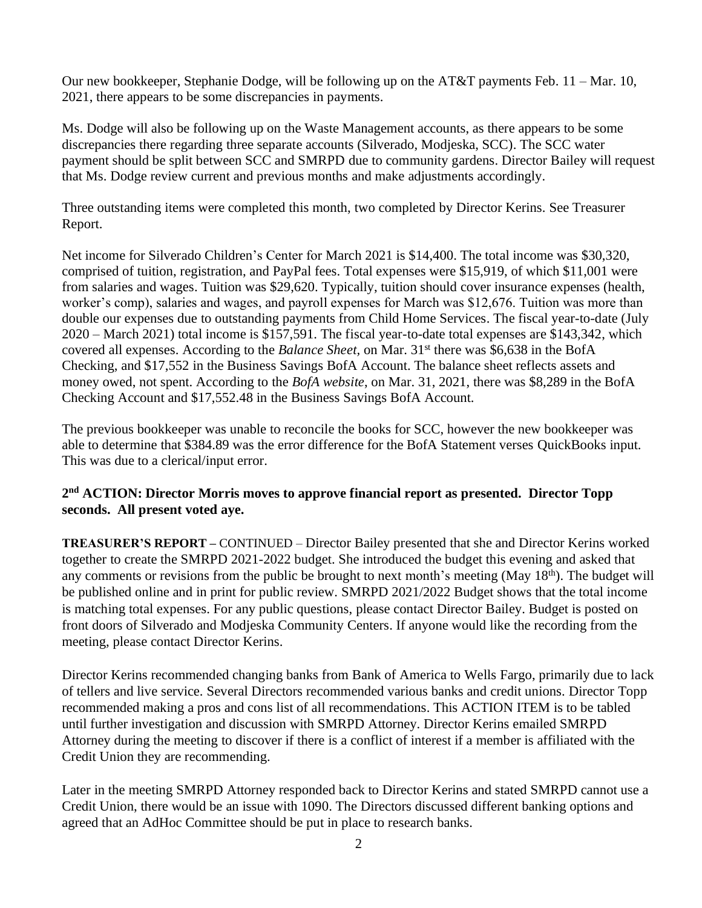Our new bookkeeper, Stephanie Dodge, will be following up on the AT&T payments Feb. 11 – Mar. 10, 2021, there appears to be some discrepancies in payments.

Ms. Dodge will also be following up on the Waste Management accounts, as there appears to be some discrepancies there regarding three separate accounts (Silverado, Modjeska, SCC). The SCC water payment should be split between SCC and SMRPD due to community gardens. Director Bailey will request that Ms. Dodge review current and previous months and make adjustments accordingly.

Three outstanding items were completed this month, two completed by Director Kerins. See Treasurer Report.

Net income for Silverado Children's Center for March 2021 is $14,400. The total income was $30,320, comprised of tuition, registration, and PayPal fees. Total expenses were $15,919, of which $11,001 were from salaries and wages. Tuition was $29,620. Typically, tuition should cover insurance expenses (health, worker's comp), salaries and wages, and payroll expenses for March was $12,676. Tuition was more than double our expenses due to outstanding payments from Child Home Services. The fiscal year-to-date (July 2020 – March 2021) total income is $157,591. The fiscal year-to-date total expenses are $143,342, which covered all expenses. According to the *Balance Sheet*, on Mar. 31st there was $6,638 in the BofA Checking, and $17,552 in the Business Savings BofA Account. The balance sheet reflects assets and money owed, not spent. According to the *BofA website*, on Mar. 31, 2021, there was $8,289 in the BofA Checking Account and $17,552.48 in the Business Savings BofA Account.

The previous bookkeeper was unable to reconcile the books for SCC, however the new bookkeeper was able to determine that $384.89 was the error difference for the BofA Statement verses QuickBooks input. This was due to a clerical/input error.

**2nd ACTION: Director Morris moves to approve financial report as presented. Director Topp seconds. All present voted aye.**

**TREASURER'S REPORT –** CONTINUED – Director Bailey presented that she and Director Kerins worked together to create the SMRPD 2021-2022 budget. She introduced the budget this evening and asked that any comments or revisions from the public be brought to next month's meeting (May 18th). The budget will be published online and in print for public review. SMRPD 2021/2022 Budget shows that the total income is matching total expenses. For any public questions, please contact Director Bailey. Budget is posted on front doors of Silverado and Modjeska Community Centers. If anyone would like the recording from the meeting, please contact Director Kerins.

Director Kerins recommended changing banks from Bank of America to Wells Fargo, primarily due to lack of tellers and live service. Several Directors recommended various banks and credit unions. Director Topp recommended making a pros and cons list of all recommendations. This ACTION ITEM is to be tabled until further investigation and discussion with SMRPD Attorney. Director Kerins emailed SMRPD Attorney during the meeting to discover if there is a conflict of interest if a member is affiliated with the Credit Union they are recommending.

Later in the meeting SMRPD Attorney responded back to Director Kerins and stated SMRPD cannot use a Credit Union, there would be an issue with 1090. The Directors discussed different banking options and agreed that an AdHoc Committee should be put in place to research banks.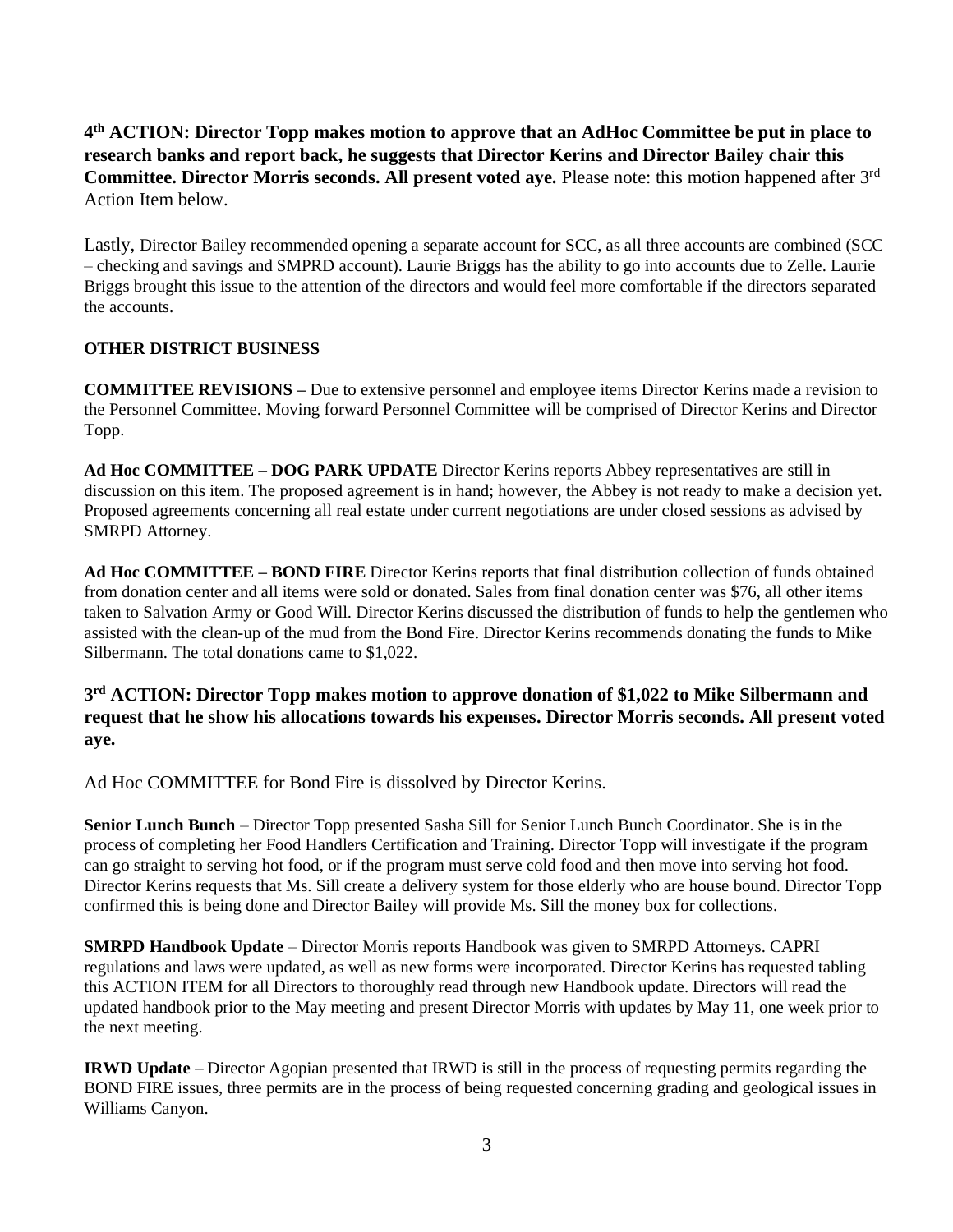**4th ACTION: Director Topp makes motion to approve that an AdHoc Committee be put in place to research banks and report back, he suggests that Director Kerins and Director Bailey chair this Committee. Director Morris seconds. All present voted aye.** Please note: this motion happened after 3rd Action Item below.

Lastly, Director Bailey recommended opening a separate account for SCC, as all three accounts are combined (SCC – checking and savings and SMPRD account). Laurie Briggs has the ability to go into accounts due to Zelle. Laurie Briggs brought this issue to the attention of the directors and would feel more comfortable if the directors separated the accounts.

**OTHER DISTRICT BUSINESS**

**COMMITTEE REVISIONS –** Due to extensive personnel and employee items Director Kerins made a revision to the Personnel Committee. Moving forward Personnel Committee will be comprised of Director Kerins and Director Topp.

**Ad Hoc COMMITTEE – DOG PARK UPDATE** Director Kerins reports Abbey representatives are still in discussion on this item. The proposed agreement is in hand; however, the Abbey is not ready to make a decision yet. Proposed agreements concerning all real estate under current negotiations are under closed sessions as advised by SMRPD Attorney.

**Ad Hoc COMMITTEE – BOND FIRE** Director Kerins reports that final distribution collection of funds obtained from donation center and all items were sold or donated. Sales from final donation center was $76, all other items taken to Salvation Army or Good Will. Director Kerins discussed the distribution of funds to help the gentlemen who assisted with the clean-up of the mud from the Bond Fire. Director Kerins recommends donating the funds to Mike Silbermann. The total donations came to $1,022.

**3rd ACTION: Director Topp makes motion to approve donation of $1,022 to Mike Silbermann and request that he show his allocations towards his expenses. Director Morris seconds. All present voted aye.**

Ad Hoc COMMITTEE for Bond Fire is dissolved by Director Kerins.

**Senior Lunch Bunch** – Director Topp presented Sasha Sill for Senior Lunch Bunch Coordinator. She is in the process of completing her Food Handlers Certification and Training. Director Topp will investigate if the program can go straight to serving hot food, or if the program must serve cold food and then move into serving hot food. Director Kerins requests that Ms. Sill create a delivery system for those elderly who are house bound. Director Topp confirmed this is being done and Director Bailey will provide Ms. Sill the money box for collections.

**SMRPD Handbook Update** – Director Morris reports Handbook was given to SMRPD Attorneys. CAPRI regulations and laws were updated, as well as new forms were incorporated. Director Kerins has requested tabling this ACTION ITEM for all Directors to thoroughly read through new Handbook update. Directors will read the updated handbook prior to the May meeting and present Director Morris with updates by May 11, one week prior to the next meeting.

**IRWD Update** – Director Agopian presented that IRWD is still in the process of requesting permits regarding the BOND FIRE issues, three permits are in the process of being requested concerning grading and geological issues in Williams Canyon.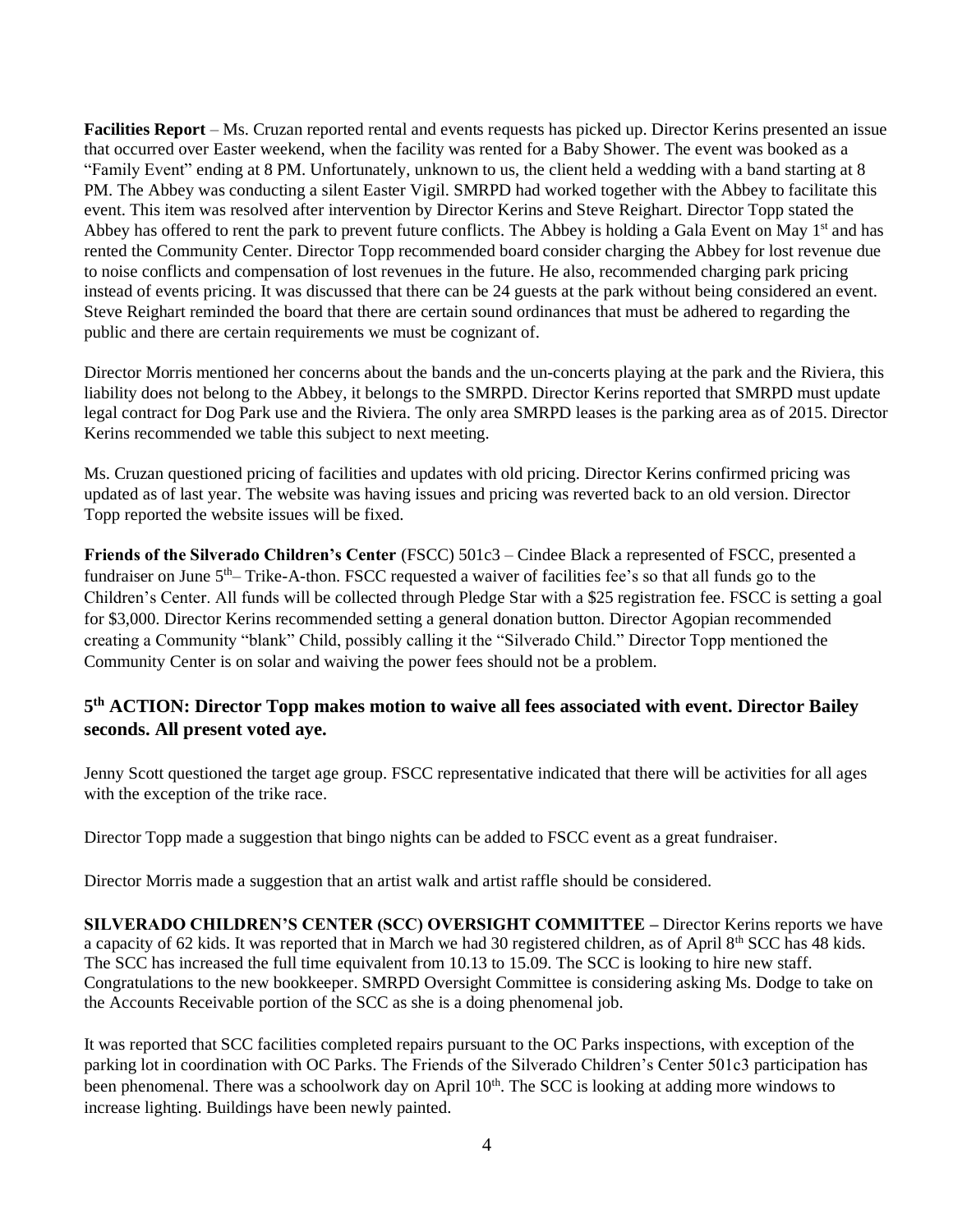**Facilities Report** – Ms. Cruzan reported rental and events requests has picked up. Director Kerins presented an issue that occurred over Easter weekend, when the facility was rented for a Baby Shower. The event was booked as a "Family Event" ending at 8 PM. Unfortunately, unknown to us, the client held a wedding with a band starting at 8 PM. The Abbey was conducting a silent Easter Vigil. SMRPD had worked together with the Abbey to facilitate this event. This item was resolved after intervention by Director Kerins and Steve Reighart. Director Topp stated the Abbey has offered to rent the park to prevent future conflicts. The Abbey is holding a Gala Event on May 1st and has rented the Community Center. Director Topp recommended board consider charging the Abbey for lost revenue due to noise conflicts and compensation of lost revenues in the future. He also, recommended charging park pricing instead of events pricing. It was discussed that there can be 24 guests at the park without being considered an event. Steve Reighart reminded the board that there are certain sound ordinances that must be adhered to regarding the public and there are certain requirements we must be cognizant of.

Director Morris mentioned her concerns about the bands and the un-concerts playing at the park and the Riviera, this liability does not belong to the Abbey, it belongs to the SMRPD. Director Kerins reported that SMRPD must update legal contract for Dog Park use and the Riviera. The only area SMRPD leases is the parking area as of 2015. Director Kerins recommended we table this subject to next meeting.

Ms. Cruzan questioned pricing of facilities and updates with old pricing. Director Kerins confirmed pricing was updated as of last year. The website was having issues and pricing was reverted back to an old version. Director Topp reported the website issues will be fixed.

**Friends of the Silverado Children's Center** (FSCC) 501c3 – Cindee Black a represented of FSCC, presented a fundraiser on June 5th– Trike-A-thon. FSCC requested a waiver of facilities fee's so that all funds go to the Children's Center. All funds will be collected through Pledge Star with a $25 registration fee. FSCC is setting a goal for $3,000. Director Kerins recommended setting a general donation button. Director Agopian recommended creating a Community "blank" Child, possibly calling it the "Silverado Child." Director Topp mentioned the Community Center is on solar and waiving the power fees should not be a problem.

### 5th ACTION: Director Topp makes motion to waive all fees associated with event. Director Bailey seconds. All present voted aye.

Jenny Scott questioned the target age group. FSCC representative indicated that there will be activities for all ages with the exception of the trike race.

Director Topp made a suggestion that bingo nights can be added to FSCC event as a great fundraiser.

Director Morris made a suggestion that an artist walk and artist raffle should be considered.

**SILVERADO CHILDREN'S CENTER (SCC) OVERSIGHT COMMITTEE –** Director Kerins reports we have a capacity of 62 kids. It was reported that in March we had 30 registered children, as of April 8th SCC has 48 kids. The SCC has increased the full time equivalent from 10.13 to 15.09. The SCC is looking to hire new staff. Congratulations to the new bookkeeper. SMRPD Oversight Committee is considering asking Ms. Dodge to take on the Accounts Receivable portion of the SCC as she is a doing phenomenal job.

It was reported that SCC facilities completed repairs pursuant to the OC Parks inspections, with exception of the parking lot in coordination with OC Parks. The Friends of the Silverado Children's Center 501c3 participation has been phenomenal. There was a schoolwork day on April 10th. The SCC is looking at adding more windows to increase lighting. Buildings have been newly painted.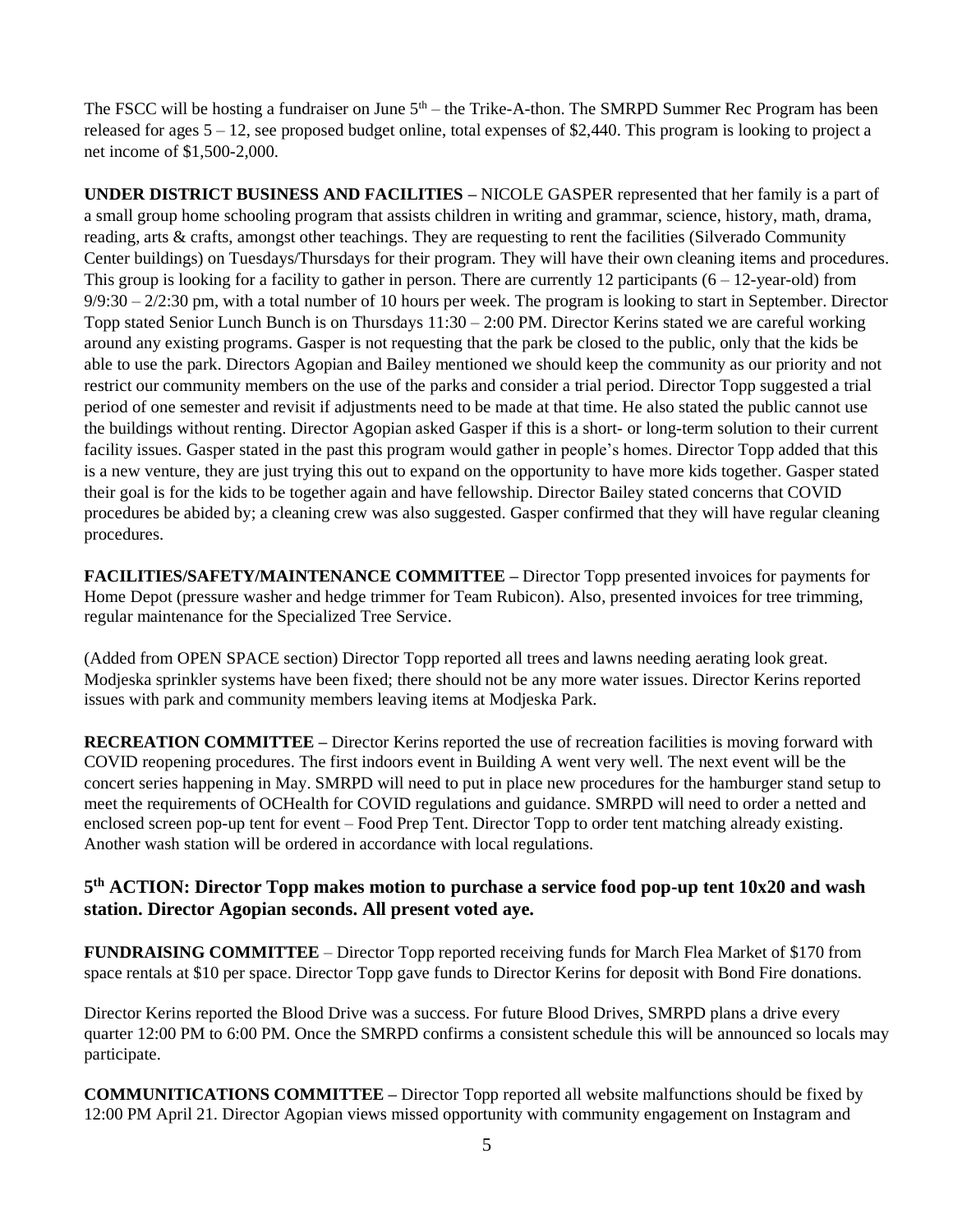The FSCC will be hosting a fundraiser on June 5th – the Trike-A-thon. The SMRPD Summer Rec Program has been released for ages 5 – 12, see proposed budget online, total expenses of $2,440. This program is looking to project a net income of $1,500-2,000.

**UNDER DISTRICT BUSINESS AND FACILITIES –** NICOLE GASPER represented that her family is a part of a small group home schooling program that assists children in writing and grammar, science, history, math, drama, reading, arts & crafts, amongst other teachings. They are requesting to rent the facilities (Silverado Community Center buildings) on Tuesdays/Thursdays for their program. They will have their own cleaning items and procedures. This group is looking for a facility to gather in person. There are currently 12 participants (6 – 12-year-old) from 9/9:30 – 2/2:30 pm, with a total number of 10 hours per week. The program is looking to start in September. Director Topp stated Senior Lunch Bunch is on Thursdays 11:30 – 2:00 PM. Director Kerins stated we are careful working around any existing programs. Gasper is not requesting that the park be closed to the public, only that the kids be able to use the park. Directors Agopian and Bailey mentioned we should keep the community as our priority and not restrict our community members on the use of the parks and consider a trial period. Director Topp suggested a trial period of one semester and revisit if adjustments need to be made at that time. He also stated the public cannot use the buildings without renting. Director Agopian asked Gasper if this is a short- or long-term solution to their current facility issues. Gasper stated in the past this program would gather in people's homes. Director Topp added that this is a new venture, they are just trying this out to expand on the opportunity to have more kids together. Gasper stated their goal is for the kids to be together again and have fellowship. Director Bailey stated concerns that COVID procedures be abided by; a cleaning crew was also suggested. Gasper confirmed that they will have regular cleaning procedures.

**FACILITIES/SAFETY/MAINTENANCE COMMITTEE –** Director Topp presented invoices for payments for Home Depot (pressure washer and hedge trimmer for Team Rubicon). Also, presented invoices for tree trimming, regular maintenance for the Specialized Tree Service.

(Added from OPEN SPACE section) Director Topp reported all trees and lawns needing aerating look great. Modjeska sprinkler systems have been fixed; there should not be any more water issues. Director Kerins reported issues with park and community members leaving items at Modjeska Park.

**RECREATION COMMITTEE –** Director Kerins reported the use of recreation facilities is moving forward with COVID reopening procedures. The first indoors event in Building A went very well. The next event will be the concert series happening in May. SMRPD will need to put in place new procedures for the hamburger stand setup to meet the requirements of OCHealth for COVID regulations and guidance. SMRPD will need to order a netted and enclosed screen pop-up tent for event – Food Prep Tent. Director Topp to order tent matching already existing. Another wash station will be ordered in accordance with local regulations.

### 5th ACTION: Director Topp makes motion to purchase a service food pop-up tent 10x20 and wash station. Director Agopian seconds. All present voted aye.

**FUNDRAISING COMMITTEE** – Director Topp reported receiving funds for March Flea Market of $170 from space rentals at $10 per space. Director Topp gave funds to Director Kerins for deposit with Bond Fire donations.

Director Kerins reported the Blood Drive was a success. For future Blood Drives, SMRPD plans a drive every quarter 12:00 PM to 6:00 PM. Once the SMRPD confirms a consistent schedule this will be announced so locals may participate.

**COMMUNITICATIONS COMMITTEE –** Director Topp reported all website malfunctions should be fixed by 12:00 PM April 21. Director Agopian views missed opportunity with community engagement on Instagram and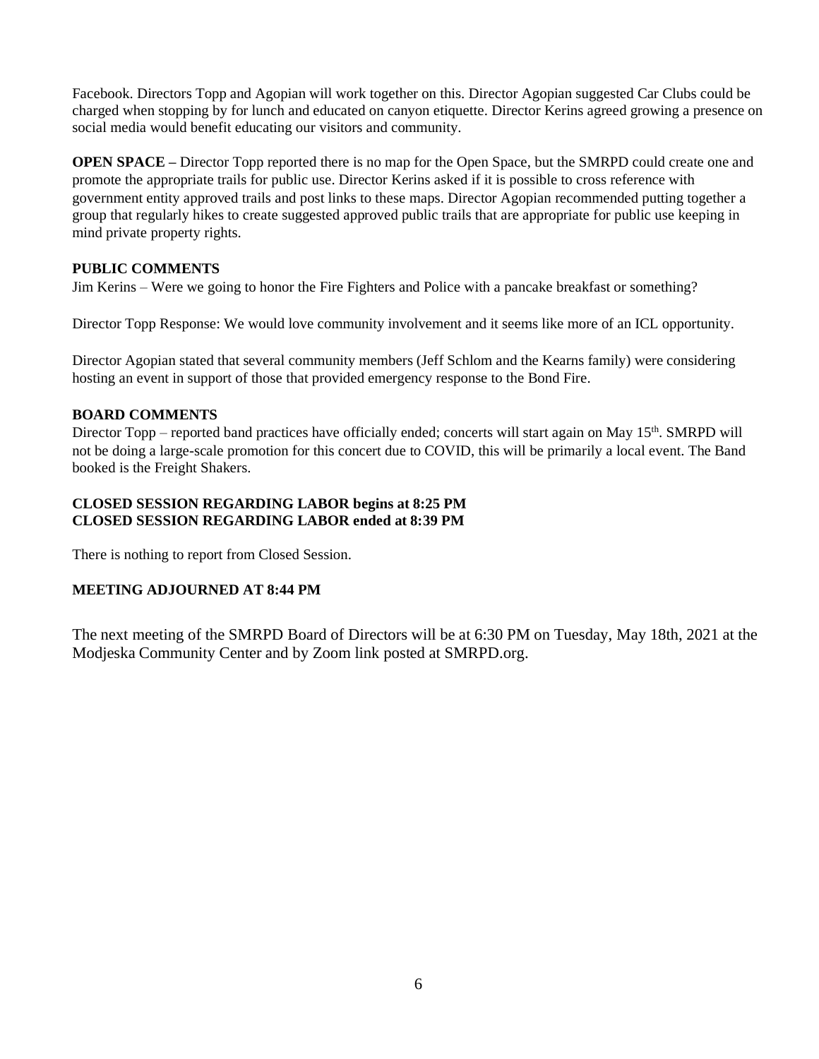Facebook. Directors Topp and Agopian will work together on this. Director Agopian suggested Car Clubs could be charged when stopping by for lunch and educated on canyon etiquette. Director Kerins agreed growing a presence on social media would benefit educating our visitors and community.

**OPEN SPACE –** Director Topp reported there is no map for the Open Space, but the SMRPD could create one and promote the appropriate trails for public use. Director Kerins asked if it is possible to cross reference with government entity approved trails and post links to these maps. Director Agopian recommended putting together a group that regularly hikes to create suggested approved public trails that are appropriate for public use keeping in mind private property rights.

**PUBLIC COMMENTS**

Jim Kerins – Were we going to honor the Fire Fighters and Police with a pancake breakfast or something?

Director Topp Response: We would love community involvement and it seems like more of an ICL opportunity.

Director Agopian stated that several community members (Jeff Schlom and the Kearns family) were considering hosting an event in support of those that provided emergency response to the Bond Fire.

**BOARD COMMENTS**

Director Topp – reported band practices have officially ended; concerts will start again on May 15th. SMRPD will not be doing a large-scale promotion for this concert due to COVID, this will be primarily a local event. The Band booked is the Freight Shakers.

**CLOSED SESSION REGARDING LABOR begins at 8:25 PM**
**CLOSED SESSION REGARDING LABOR ended at 8:39 PM**

There is nothing to report from Closed Session.

**MEETING ADJOURNED AT 8:44 PM**

The next meeting of the SMRPD Board of Directors will be at 6:30 PM on Tuesday, May 18th, 2021 at the Modjeska Community Center and by Zoom link posted at SMRPD.org.